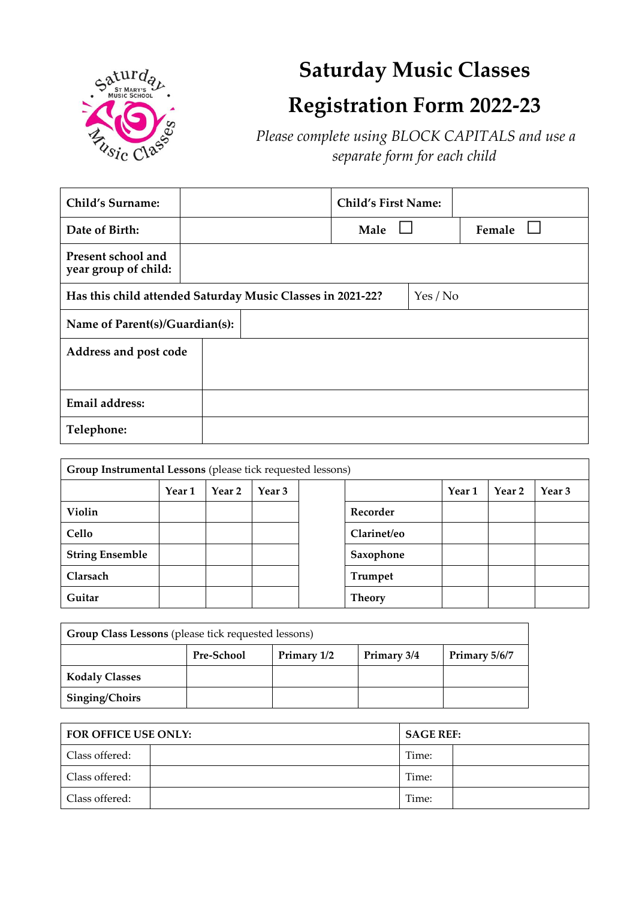# Saturday Music Classes

# Registration Form 2022-23

*Please complete using BLOCK CAPITALS and use a separate form for each child*

| **Child's Surname:** | | **Child's First Name:** | |
|---|---|---|---|
| **Date of Birth:** | | **Male** ☐ | **Female** ☐ |
| **Present school and year group of child:** | | | |
| **Has this child attended Saturday Music Classes in 2021-22?** | | Yes / No | |
| **Name of Parent(s)/Guardian(s):** | | | |
| **Address and post code** | | | |
| **Email address:** | | | |
| **Telephone:** | | | |

| **Group Instrumental Lessons** (please tick requested lessons) | | | | | | | | |
|---|---|---|---|---|---|---|---|---|
| | **Year 1** | **Year 2** | **Year 3** | | | **Year 1** | **Year 2** | **Year 3** |
| **Violin** | | | | | **Recorder** | | | |
| **Cello** | | | | | **Clarinet/eo** | | | |
| **String Ensemble** | | | | | **Saxophone** | | | |
| **Clarsach** | | | | | **Trumpet** | | | |
| **Guitar** | | | | | **Theory** | | | |

| **Group Class Lessons** (please tick requested lessons) | | | | |
|---|---|---|---|---|
| | **Pre-School** | **Primary 1/2** | **Primary 3/4** | **Primary 5/6/7** |
| **Kodaly Classes** | | | | |
| **Singing/Choirs** | | | | |

| **FOR OFFICE USE ONLY:** | | **SAGE REF:** | |
|---|---|---|---|
| Class offered: | | Time: | |
| Class offered: | | Time: | |
| Class offered: | | Time: | |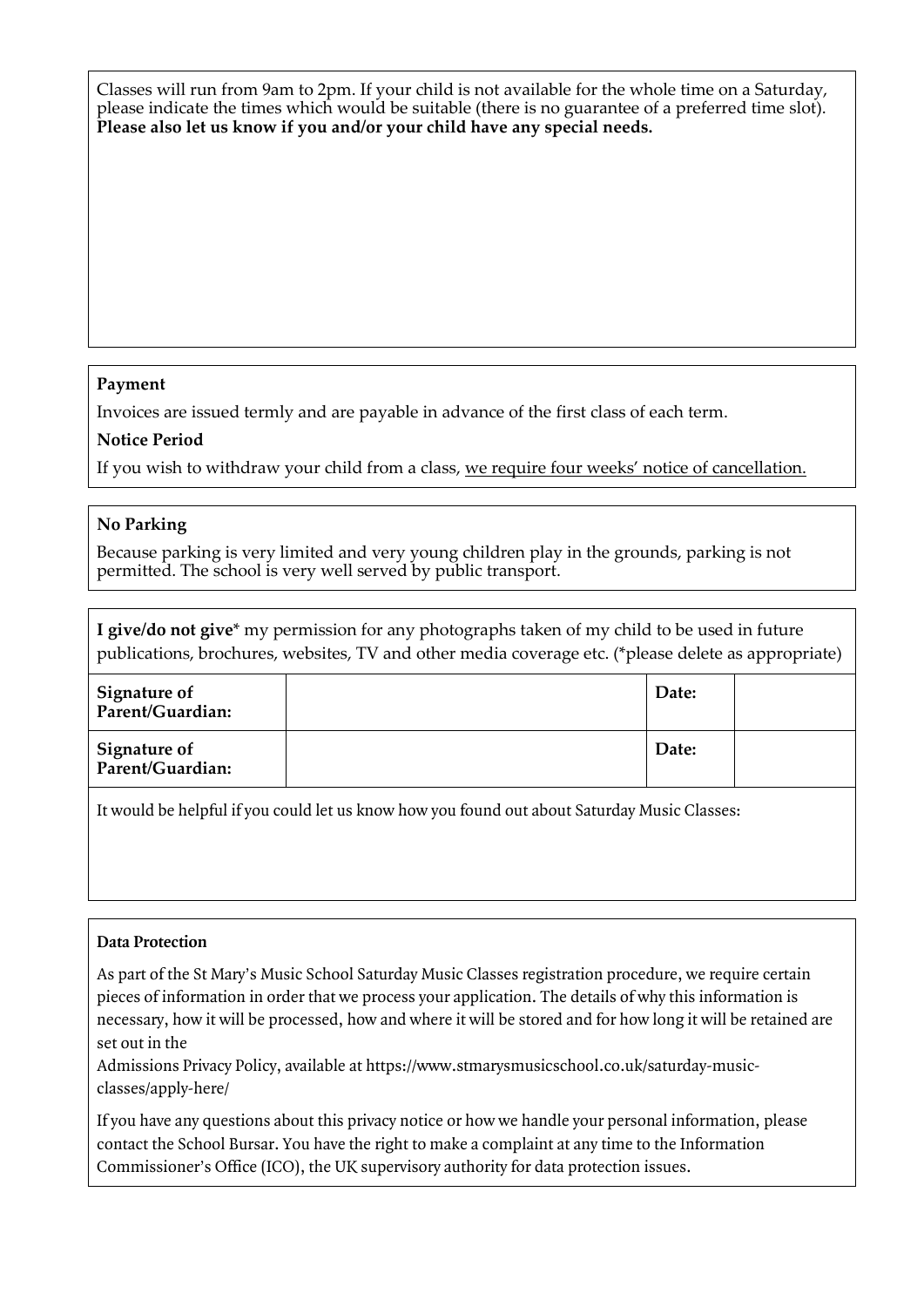Classes will run from 9am to 2pm. If your child is not available for the whole time on a Saturday, please indicate the times which would be suitable (there is no guarantee of a preferred time slot).
**Please also let us know if you and/or your child have any special needs.**

**Payment**

Invoices are issued termly and are payable in advance of the first class of each term.

**Notice Period**

If you wish to withdraw your child from a class, <u>we require four weeks' notice of cancellation.</u>

**No Parking**

Because parking is very limited and very young children play in the grounds, parking is not permitted. The school is very well served by public transport.

**I give/do not give*** my permission for any photographs taken of my child to be used in future publications, brochures, websites, TV and other media coverage etc. (*please delete as appropriate)

| | | | |
|---|---|---|---|
| **Signature of Parent/Guardian:** | | **Date:** | |
| **Signature of Parent/Guardian:** | | **Date:** | |

It would be helpful if you could let us know how you found out about Saturday Music Classes:

**Data Protection**

As part of the St Mary's Music School Saturday Music Classes registration procedure, we require certain pieces of information in order that we process your application. The details of why this information is necessary, how it will be processed, how and where it will be stored and for how long it will be retained are set out in the
Admissions Privacy Policy, available at https://www.stmarysmusicschool.co.uk/saturday-music-classes/apply-here/

If you have any questions about this privacy notice or how we handle your personal information, please contact the School Bursar. You have the right to make a complaint at any time to the Information Commissioner's Office (ICO), the UK supervisory authority for data protection issues.